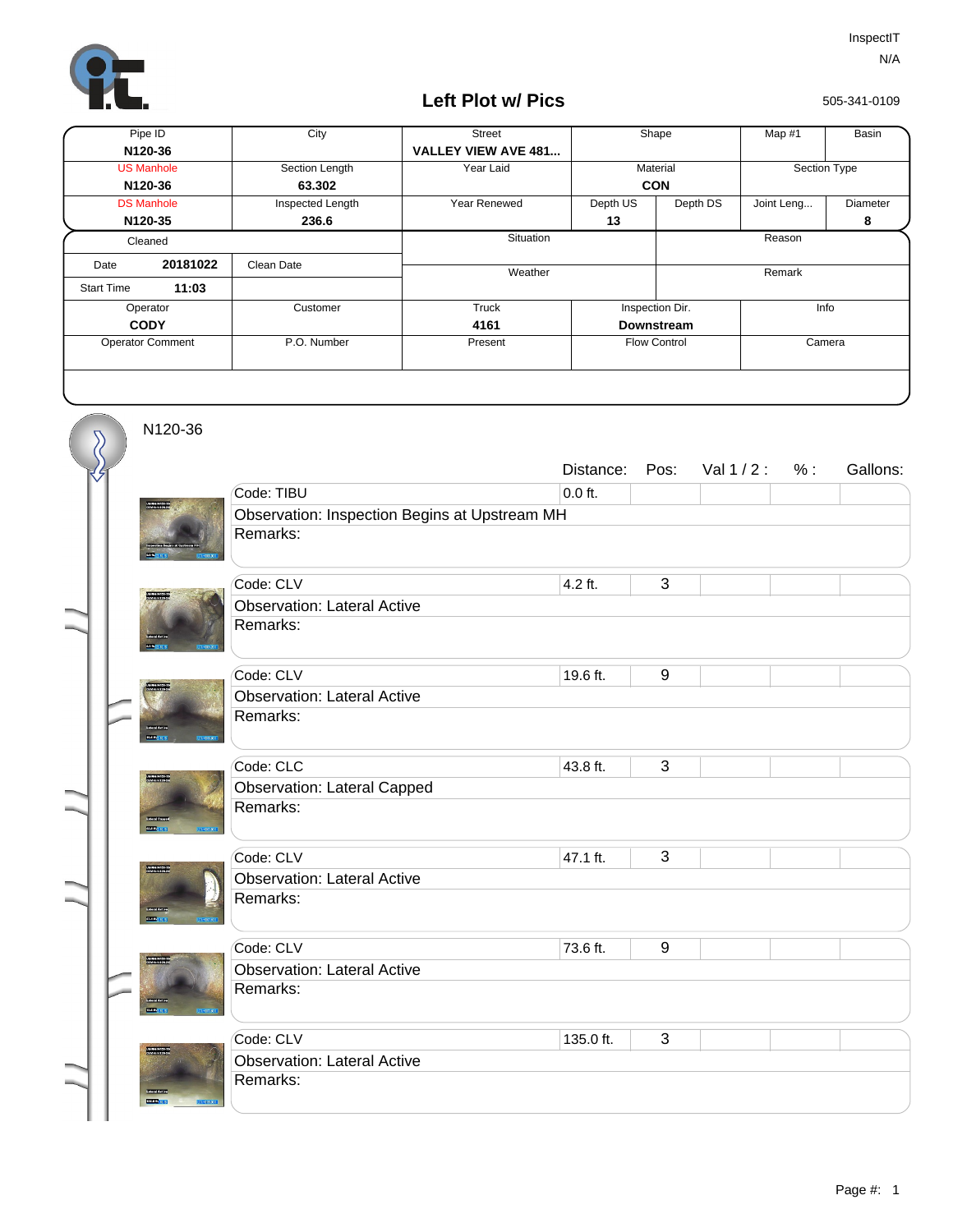InspectIT

N/A

# Left Plot w/ Pics

505-341-0109

| Pipe ID | City | Street | Shape | | Map #1 | Basin |
|---|---|---|---|---|---|---|
| **N120-36** | | **VALLEY VIEW AVE 481...** | | | | |
| US Manhole | Section Length | Year Laid | Material | | Section Type | |
| **N120-36** | **63.302** | | **CON** | | | |
| DS Manhole | Inspected Length | Year Renewed | Depth US | Depth DS | Joint Leng... | Diameter |
| **N120-35** | **236.6** | | **13** | | | **8** |

| Cleaned | | Situation | Reason |
|---|---|---|---|
| Date **20181022** | Clean Date | Weather | Remark |
| Start Time **11:03** | | | |

| Operator | Customer | Truck | Inspection Dir. | Info |
|---|---|---|---|---|
| **CODY** | | **4161** | **Downstream** | |
| Operator Comment | P.O. Number | Present | Flow Control | Camera |

N120-36

| Code | Observation | Remarks | Distance | Pos | Val 1 / 2 | % | Gallons |
|---|---|---|---|---|---|---|---|
| TIBU | Inspection Begins at Upstream MH | | 0.0 ft. | | | | |
| CLV | Lateral Active | | 4.2 ft. | 3 | | | |
| CLV | Lateral Active | | 19.6 ft. | 9 | | | |
| CLC | Lateral Capped | | 43.8 ft. | 3 | | | |
| CLV | Lateral Active | | 47.1 ft. | 3 | | | |
| CLV | Lateral Active | | 73.6 ft. | 9 | | | |
| CLV | Lateral Active | | 135.0 ft. | 3 | | | |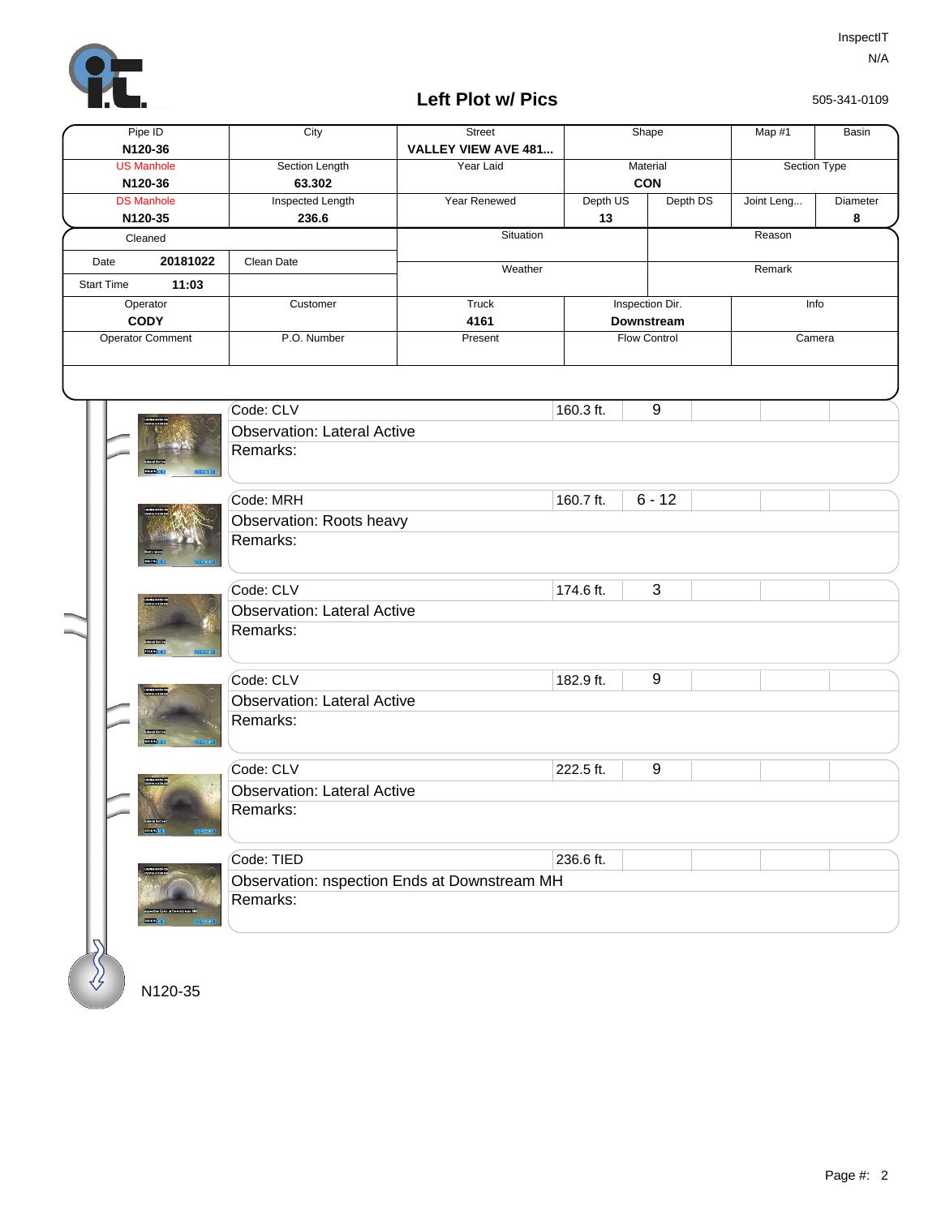InspectIT
N/A

## Left Plot w/ Pics

505-341-0109

| Pipe ID | City | Street | Shape | Map #1 | Basin |
|---|---|---|---|---|---|
| N120-36 | | VALLEY VIEW AVE 481... | | | |
| US Manhole | Section Length | Year Laid | Material | Section Type | |
| N120-36 | 63.302 | | CON | | |
| DS Manhole | Inspected Length | Year Renewed | Depth US / Depth DS | Joint Leng... | Diameter |
| N120-35 | 236.6 | | 13 / | | 8 |

| Cleaned | | Situation | Reason |
|---|---|---|---|
| Date 20181022 | Clean Date | Weather | Remark |
| Start Time 11:03 | | | |

| Operator | Customer | Truck | Inspection Dir. | Info |
|---|---|---|---|---|
| CODY | | 4161 | Downstream | |
| Operator Comment | P.O. Number | Present | Flow Control | Camera |

| Code | Distance | Clock | | | |
|---|---|---|---|---|---|
| Code: CLV | 160.3 ft. | 9 | | | |
| Observation: Lateral Active | | | | | |
| Remarks: | | | | | |
| Code: MRH | 160.7 ft. | 6 - 12 | | | |
| Observation: Roots heavy | | | | | |
| Remarks: | | | | | |
| Code: CLV | 174.6 ft. | 3 | | | |
| Observation: Lateral Active | | | | | |
| Remarks: | | | | | |
| Code: CLV | 182.9 ft. | 9 | | | |
| Observation: Lateral Active | | | | | |
| Remarks: | | | | | |
| Code: CLV | 222.5 ft. | 9 | | | |
| Observation: Lateral Active | | | | | |
| Remarks: | | | | | |
| Code: TIED | 236.6 ft. | | | | |
| Observation: nspection Ends at Downstream MH | | | | | |
| Remarks: | | | | | |

N120-35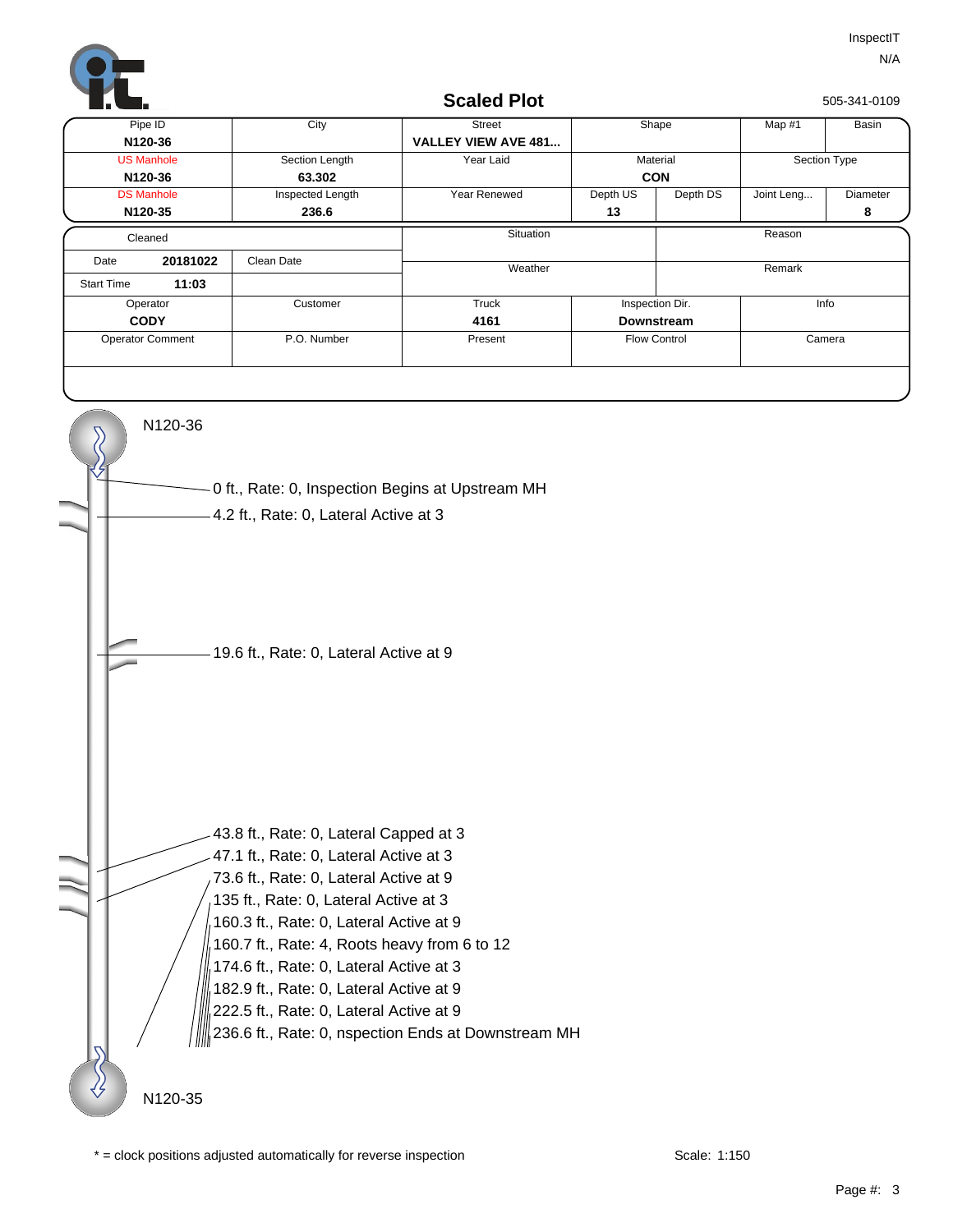InspectIT

N/A

# Scaled Plot

505-341-0109

| Pipe ID | City | Street | Shape | | Map #1 | Basin |
|---|---|---|---|---|---|---|
| **N120-36** | | **VALLEY VIEW AVE 481...** | | | | |
| US Manhole | Section Length | Year Laid | Material | | Section Type | |
| **N120-36** | **63.302** | | **CON** | | | |
| DS Manhole | Inspected Length | Year Renewed | Depth US | Depth DS | Joint Leng... | Diameter |
| **N120-35** | **236.6** | | **13** | | | **8** |

| Cleaned | | Situation | Reason |
|---|---|---|---|
| Date **20181022** | Clean Date | Weather | Remark |
| Start Time **11:03** | | | |
| Operator | Customer | Truck | Inspection Dir. | Info |
| **CODY** | | **4161** | **Downstream** | |
| Operator Comment | P.O. Number | Present | Flow Control | Camera |

N120-36

0 ft., Rate: 0, Inspection Begins at Upstream MH

4.2 ft., Rate: 0, Lateral Active at 3

19.6 ft., Rate: 0, Lateral Active at 9

43.8 ft., Rate: 0, Lateral Capped at 3

47.1 ft., Rate: 0, Lateral Active at 3

73.6 ft., Rate: 0, Lateral Active at 9

135 ft., Rate: 0, Lateral Active at 3

160.3 ft., Rate: 0, Lateral Active at 9

160.7 ft., Rate: 4, Roots heavy from 6 to 12

174.6 ft., Rate: 0, Lateral Active at 3

182.9 ft., Rate: 0, Lateral Active at 9

222.5 ft., Rate: 0, Lateral Active at 9

236.6 ft., Rate: 0, nspection Ends at Downstream MH

N120-35

* = clock positions adjusted automatically for reverse inspection

Scale: 1:150